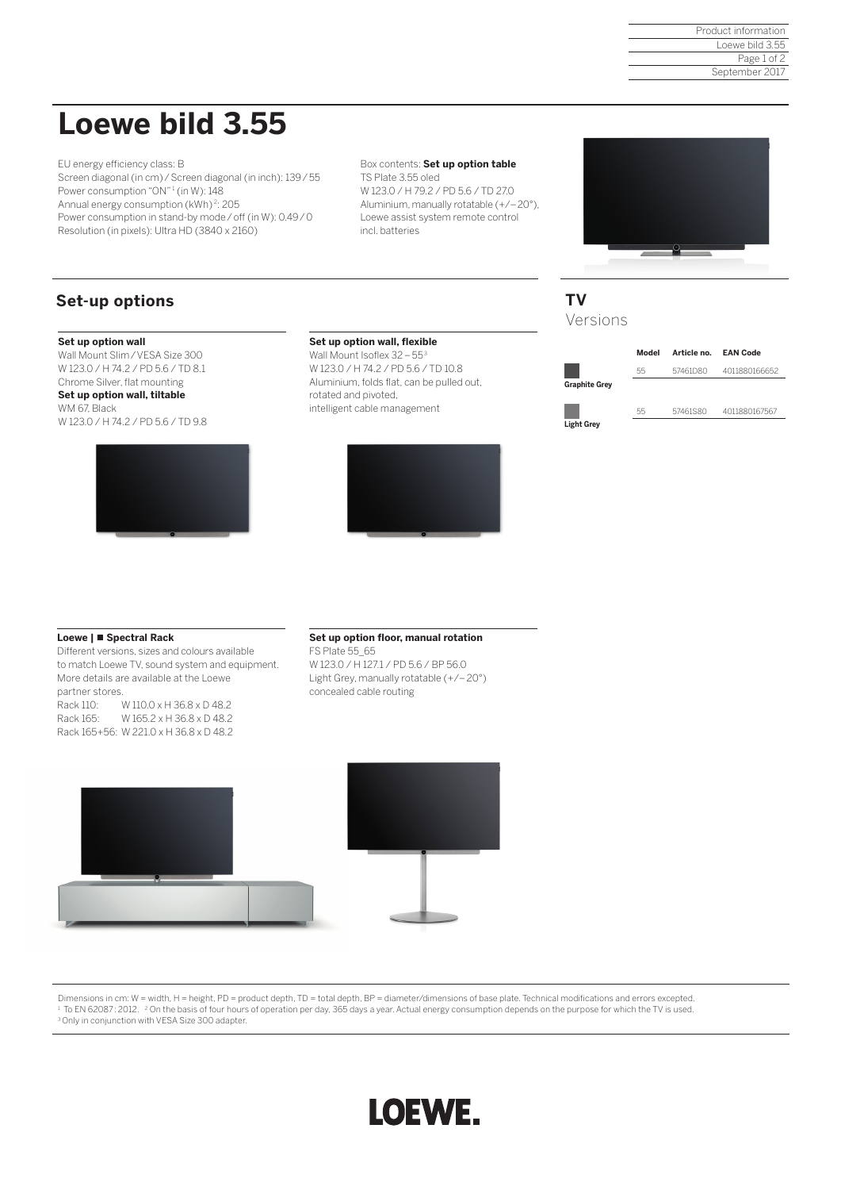# Loewe bild 3.55

EU energy efficiency class: B
Screen diagonal (in cm) / Screen diagonal (in inch): 139 / 55
Power consumption "ON"[1] (in W): 148
Annual energy consumption (kWh)[2]: 205
Power consumption in stand-by mode / off (in W): 0.49 / 0
Resolution (in pixels): Ultra HD (3840 x 2160)

Box contents: **Set up option table**
TS Plate 3.55 oled
W 123.0 / H 79.2 / PD 5.6 / TD 27.0
Aluminium, manually rotatable (+/− 20°),
Loewe assist system remote control
incl. batteries

## Set-up options

**Set up option wall**
Wall Mount Slim / VESA Size 300
W 123.0 / H 74.2 / PD 5.6 / TD 8.1
Chrome Silver, flat mounting
**Set up option wall, tiltable**
WM 67, Black
W 123.0 / H 74.2 / PD 5.6 / TD 9.8

**Set up option wall, flexible**
Wall Mount Isoflex 32 – 55[3]
W 123.0 / H 74.2 / PD 5.6 / TD 10.8
Aluminium, folds flat, can be pulled out,
rotated and pivoted,
intelligent cable management

**Loewe | ■ Spectral Rack**
Different versions, sizes and colours available
to match Loewe TV, sound system and equipment.
More details are available at the Loewe
partner stores.
Rack 110: W 110.0 x H 36.8 x D 48.2
Rack 165: W 165.2 x H 36.8 x D 48.2
Rack 165+56: W 221.0 x H 36.8 x D 48.2

**Set up option floor, manual rotation**
FS Plate 55_65
W 123.0 / H 127.1 / PD 5.6 / BP 56.0
Light Grey, manually rotatable (+/− 20°)
concealed cable routing

## TV
Versions

| | Model | Article no. | EAN Code |
|---|---|---|---|
| Graphite Grey | 55 | 57461D80 | 4011880166652 |
| Light Grey | 55 | 57461S80 | 4011880167567 |

Dimensions in cm: W = width, H = height, PD = product depth, TD = total depth, BP = diameter/dimensions of base plate. Technical modifications and errors excepted.
[1] To EN 62087 : 2012. [2] On the basis of four hours of operation per day, 365 days a year. Actual energy consumption depends on the purpose for which the TV is used.
[3] Only in conjunction with VESA Size 300 adapter.

LOEWE.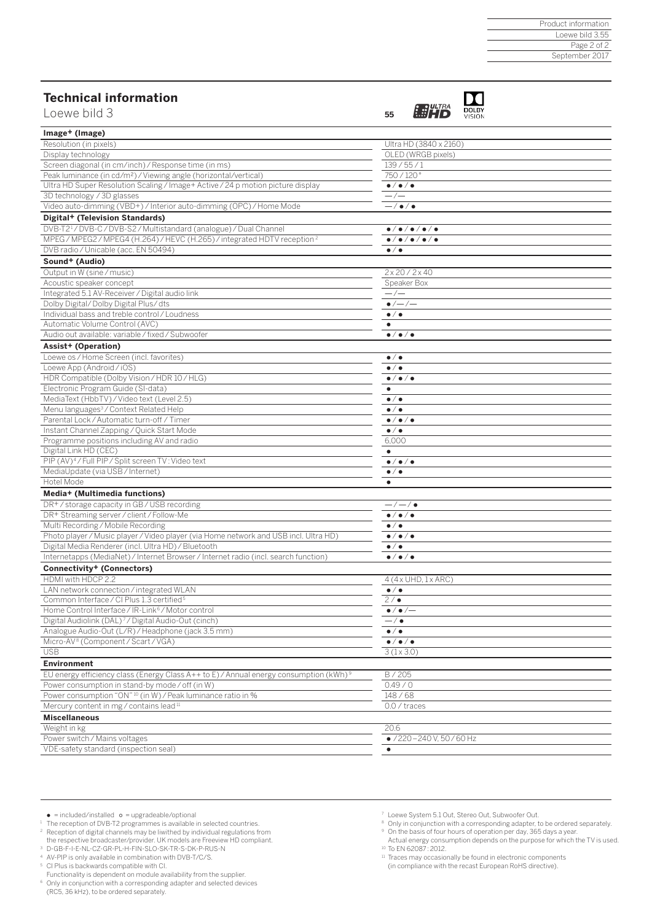## Technical information

Loewe bild 3

| | 55 ULTRA HD DOLBY VISION |
|---|---|
| **Image+ (Image)** | |
| Resolution (in pixels) | Ultra HD (3840 x 2160) |
| Display technology | OLED (WRGB pixels) |
| Screen diagonal (in cm/inch) / Response time (in ms) | 139 / 55 / 1 |
| Peak luminance (in cd/m²) / Viewing angle (horizontal/vertical) | 750 / 120° |
| Ultra HD Super Resolution Scaling / Image+ Active / 24 p motion picture display | ● / ● / ● |
| 3D technology / 3D glasses | — / — |
| Video auto-dimming (VBD+) / Interior auto-dimming (OPC) / Home Mode | — / ● / ● |
| **Digital+ (Television Standards)** | |
| DVB-T2[1] / DVB-C / DVB-S2 / Multistandard (analogue) / Dual Channel | ● / ● / ● / ● / ● |
| MPEG / MPEG2 / MPEG4 (H.264) / HEVC (H.265) / integrated HDTV reception[2] | ● / ● / ● / ● / ● |
| DVB radio / Unicable (acc. EN 50494) | ● / ● |
| **Sound+ (Audio)** | |
| Output in W (sine / music) | 2 x 20 / 2 x 40 |
| Acoustic speaker concept | Speaker Box |
| Integrated 5.1 AV-Receiver / Digital audio link | — / — |
| Dolby Digital / Dolby Digital Plus / dts | ● / — / — |
| Individual bass and treble control / Loudness | ● / ● |
| Automatic Volume Control (AVC) | ● |
| Audio out available: variable / fixed / Subwoofer | ● / ● / ● |
| **Assist+ (Operation)** | |
| Loewe os / Home Screen (incl. favorites) | ● / ● |
| Loewe App (Android / iOS) | ● / ● |
| HDR Compatible (Dolby Vision / HDR 10 / HLG) | ● / ● / ● |
| Electronic Program Guide (SI-data) | ● |
| MediaText (HbbTV) / Video text (Level 2.5) | ● / ● |
| Menu languages[3] / Context Related Help | ● / ● |
| Parental Lock / Automatic turn-off / Timer | ● / ● / ● |
| Instant Channel Zapping / Quick Start Mode | ● / ● |
| Programme positions including AV and radio | 6,000 |
| Digital Link HD (CEC) | ● |
| PIP (AV)[4] / Full PIP / Split screen TV : Video text | ● / ● / ● |
| MediaUpdate (via USB / Internet) | ● / ● |
| Hotel Mode | ● |
| **Media+ (Multimedia functions)** | |
| DR+ / storage capacity in GB / USB recording | — / — / ● |
| DR+ Streaming server / client / Follow-Me | ● / ● / ● |
| Multi Recording / Mobile Recording | ● / ● |
| Photo player / Music player / Video player (via Home network and USB incl. Ultra HD) | ● / ● / ● |
| Digital Media Renderer (incl. Ultra HD) / Bluetooth | ● / ● |
| Internetapps (MediaNet) / Internet Browser / Internet radio (incl. search function) | ● / ● / ● |
| **Connectivity+ (Connectors)** | |
| HDMI with HDCP 2.2 | 4 (4 x UHD, 1 x ARC) |
| LAN network connection / integrated WLAN | ● / ● |
| Common Interface / CI Plus 1.3 certified[5] | 2 / ● |
| Home Control Interface / IR-Link[6] / Motor control | ● / ● / — |
| Digital Audiolink (DAL)[7] / Digital Audio-Out (cinch) | — / ● |
| Analogue Audio-Out (L/R) / Headphone (jack 3.5 mm) | ● / ● |
| Micro-AV[8] (Component / Scart / VGA) | ● / ● / ● |
| USB | 3 (1 x 3.0) |
| **Environment** | |
| EU energy efficiency class (Energy Class A++ to E) / Annual energy consumption (kWh)[9] | B / 205 |
| Power consumption in stand-by mode / off (in W) | 0.49 / 0 |
| Power consumption "ON"[10] (in W) / Peak luminance ratio in % | 148 / 68 |
| Mercury content in mg / contains lead[11] | 0.0 / traces |
| **Miscellaneous** | |
| Weight in kg | 20.6 |
| Power switch / Mains voltages | ● / 220 – 240 V, 50 / 60 Hz |
| VDE-safety standard (inspection seal) | ● |

● = included/installed o = upgradeable/optional

[1] The reception of DVB-T2 programmes is available in selected countries.
[2] Reception of digital channels may be limited by individual regulations from the respective broadcaster/provider. UK models are Freeview HD compliant.
[3] D-GB-F-I-E-NL-CZ-GR-PL-H-FIN-SLO-SK-TR-S-DK-P-RUS-N
[4] AV-PIP is only available in combination with DVB-T/C/S.
[5] CI Plus is backwards compatible with CI. Functionality is dependent on module availability from the supplier.
[6] Only in conjunction with a corresponding adapter and selected devices (RC5, 36 kHz), to be ordered separately.
[7] Loewe System 5.1 Out, Stereo Out, Subwoofer Out.
[8] Only in conjunction with a corresponding adapter, to be ordered separately.
[9] On the basis of four hours of operation per day, 365 days a year. Actual energy consumption depends on the purpose for which the TV is used.
[10] To EN 62087 : 2012.
[11] Traces may occasionally be found in electronic components (in compliance with the recast European RoHS directive).